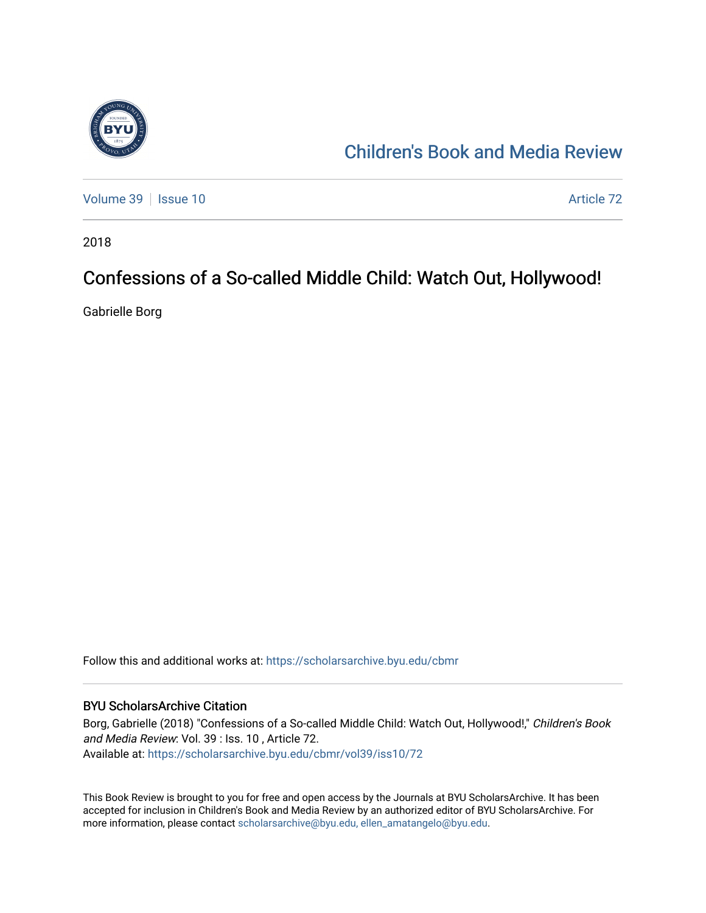# Children's Book and Media Review

Volume 39 | Issue 10 Article 72

2018

## Confessions of a So-called Middle Child: Watch Out, Hollywood!

Gabrielle Borg

Follow this and additional works at: https://scholarsarchive.byu.edu/cbmr

### BYU ScholarsArchive Citation

Borg, Gabrielle (2018) "Confessions of a So-called Middle Child: Watch Out, Hollywood!," *Children's Book and Media Review*: Vol. 39 : Iss. 10 , Article 72.
Available at: https://scholarsarchive.byu.edu/cbmr/vol39/iss10/72

This Book Review is brought to you for free and open access by the Journals at BYU ScholarsArchive. It has been accepted for inclusion in Children's Book and Media Review by an authorized editor of BYU ScholarsArchive. For more information, please contact scholarsarchive@byu.edu, ellen_amatangelo@byu.edu.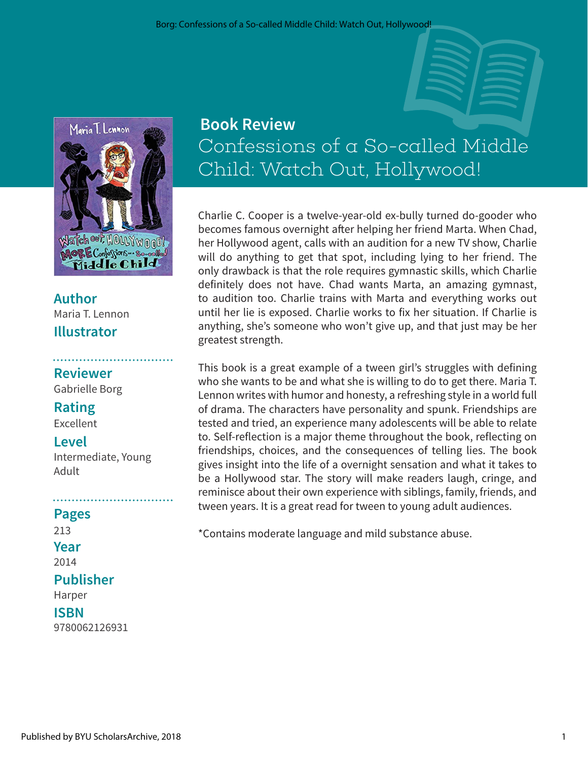## Book Review

# Confessions of a So-called Middle Child: Watch Out, Hollywood!

**Author**
Maria T. Lennon

**Illustrator**

**Reviewer**
Gabrielle Borg

**Rating**
Excellent

**Level**
Intermediate, Young Adult

**Pages**
213

**Year**
2014

**Publisher**
Harper

**ISBN**
9780062126931

Charlie C. Cooper is a twelve-year-old ex-bully turned do-gooder who becomes famous overnight after helping her friend Marta. When Chad, her Hollywood agent, calls with an audition for a new TV show, Charlie will do anything to get that spot, including lying to her friend. The only drawback is that the role requires gymnastic skills, which Charlie definitely does not have. Chad wants Marta, an amazing gymnast, to audition too. Charlie trains with Marta and everything works out until her lie is exposed. Charlie works to fix her situation. If Charlie is anything, she's someone who won't give up, and that just may be her greatest strength.

This book is a great example of a tween girl's struggles with defining who she wants to be and what she is willing to do to get there. Maria T. Lennon writes with humor and honesty, a refreshing style in a world full of drama. The characters have personality and spunk. Friendships are tested and tried, an experience many adolescents will be able to relate to. Self-reflection is a major theme throughout the book, reflecting on friendships, choices, and the consequences of telling lies. The book gives insight into the life of a overnight sensation and what it takes to be a Hollywood star. The story will make readers laugh, cringe, and reminisce about their own experience with siblings, family, friends, and tween years. It is a great read for tween to young adult audiences.

*Contains moderate language and mild substance abuse.